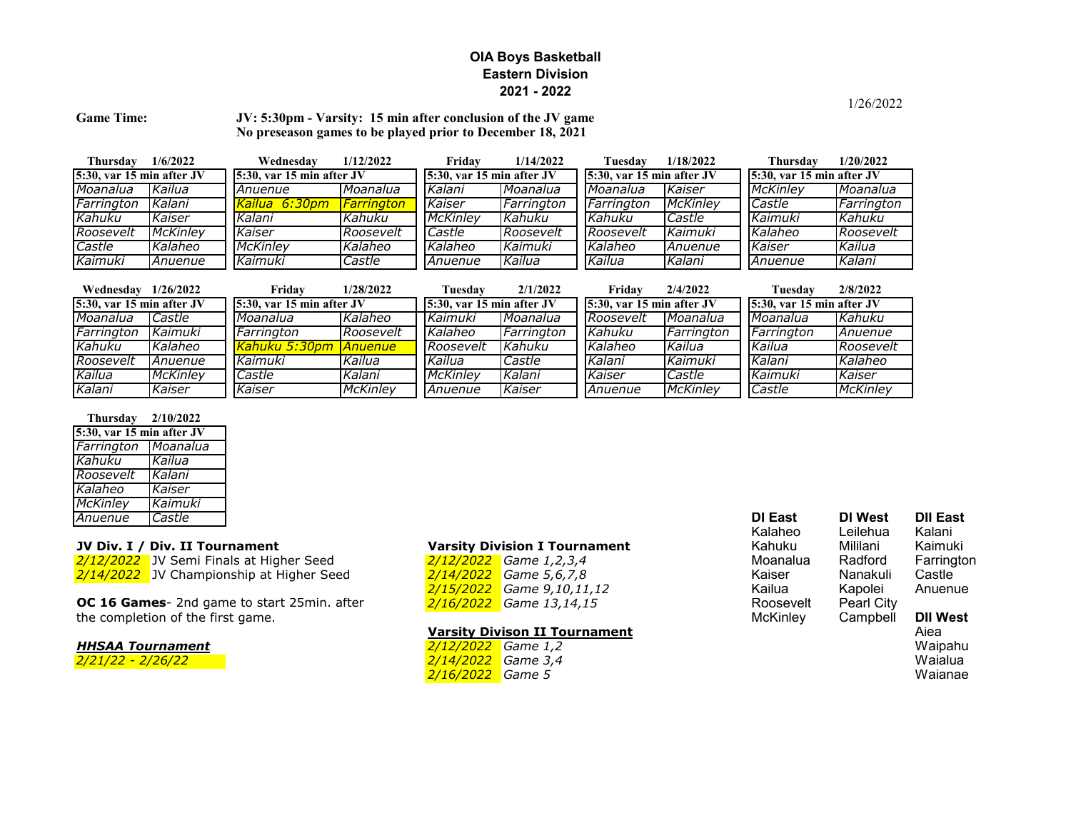# OIA Boys Basketball
## Eastern Division
## 2021 - 2022

1/26/2022

**Game Time:** JV: 5:30pm - Varsity: 15 min after conclusion of the JV game
No preseason games to be played prior to December 18, 2021

| Thursday 1/6/2022 | |
|---|---|
| 5:30, var 15 min after JV | |
| *Moanalua* | *Kailua* |
| *Farrington* | *Kalani* |
| *Kahuku* | *Kaiser* |
| *Roosevelt* | *McKinley* |
| *Castle* | *Kalaheo* |
| *Kaimuki* | *Anuenue* |

| Wednesday 1/12/2022 | |
|---|---|
| 5:30, var 15 min after JV | |
| *Anuenue* | *Moanalua* |
| *Kailua 6:30pm* | *Farrington* |
| *Kalani* | *Kahuku* |
| *Kaiser* | *Roosevelt* |
| *McKinley* | *Kalaheo* |
| *Kaimuki* | *Castle* |

| Friday 1/14/2022 | |
|---|---|
| 5:30, var 15 min after JV | |
| *Kalani* | *Moanalua* |
| *Kaiser* | *Farrington* |
| *McKinley* | *Kahuku* |
| *Castle* | *Roosevelt* |
| *Kalaheo* | *Kaimuki* |
| *Anuenue* | *Kailua* |

| Tuesday 1/18/2022 | |
|---|---|
| 5:30, var 15 min after JV | |
| *Moanalua* | *Kaiser* |
| *Farrington* | *McKinley* |
| *Kahuku* | *Castle* |
| *Roosevelt* | *Kaimuki* |
| *Kalaheo* | *Anuenue* |
| *Kailua* | *Kalani* |

| Thursday 1/20/2022 | |
|---|---|
| 5:30, var 15 min after JV | |
| *McKinley* | *Moanalua* |
| *Castle* | *Farrington* |
| *Kaimuki* | *Kahuku* |
| *Kalaheo* | *Roosevelt* |
| *Kaiser* | *Kailua* |
| *Anuenue* | *Kalani* |

| Wednesday 1/26/2022 | |
|---|---|
| 5:30, var 15 min after JV | |
| *Moanalua* | *Castle* |
| *Farrington* | *Kaimuki* |
| *Kahuku* | *Kalaheo* |
| *Roosevelt* | *Anuenue* |
| *Kailua* | *McKinley* |
| *Kalani* | *Kaiser* |

| Friday 1/28/2022 | |
|---|---|
| 5:30, var 15 min after JV | |
| *Moanalua* | *Kalaheo* |
| *Farrington* | *Roosevelt* |
| *Kahuku 5:30pm* | *Anuenue* |
| *Kaimuki* | *Kailua* |
| *Castle* | *Kalani* |
| *Kaiser* | *McKinley* |

| Tuesday 2/1/2022 | |
|---|---|
| 5:30, var 15 min after JV | |
| *Kaimuki* | *Moanalua* |
| *Kalaheo* | *Farrington* |
| *Roosevelt* | *Kahuku* |
| *Kailua* | *Castle* |
| *McKinley* | *Kalani* |
| *Anuenue* | *Kaiser* |

| Friday 2/4/2022 | |
|---|---|
| 5:30, var 15 min after JV | |
| *Roosevelt* | *Moanalua* |
| *Kahuku* | *Farrington* |
| *Kalaheo* | *Kailua* |
| *Kalani* | *Kaimuki* |
| *Kaiser* | *Castle* |
| *Anuenue* | *McKinley* |

| Tuesday 2/8/2022 | |
|---|---|
| 5:30, var 15 min after JV | |
| *Moanalua* | *Kahuku* |
| *Farrington* | *Anuenue* |
| *Kailua* | *Roosevelt* |
| *Kalani* | *Kalaheo* |
| *Kaimuki* | *Kaiser* |
| *Castle* | *McKinley* |

| Thursday 2/10/2022 | |
|---|---|
| 5:30, var 15 min after JV | |
| *Farrington* | *Moanalua* |
| *Kahuku* | *Kailua* |
| *Roosevelt* | *Kalani* |
| *Kalaheo* | *Kaiser* |
| *McKinley* | *Kaimuki* |
| *Anuenue* | *Castle* |

**JV Div. I / Div. II Tournament**

*2/12/2022* JV Semi Finals at Higher Seed
*2/14/2022* JV Championship at Higher Seed

**OC 16 Games**- 2nd game to start 25min. after the completion of the first game.

***HHSAA Tournament***
*2/21/22 - 2/26/22*

**Varsity Division I Tournament**

*2/12/2022* *Game 1,2,3,4*
*2/14/2022* *Game 5,6,7,8*
*2/15/2022* *Game 9,10,11,12*
*2/16/2022* *Game 13,14,15*

**Varsity Divison II Tournament**

*2/12/2022* *Game 1,2*
*2/14/2022* *Game 3,4*
*2/16/2022* *Game 5*

| DI East | DI West | DII East |
|---|---|---|
| Kalaheo | Leilehua | Kalani |
| Kahuku | Mililani | Kaimuki |
| Moanalua | Radford | Farrington |
| Kaiser | Nanakuli | Castle |
| Kailua | Kapolei | Anuenue |
| Roosevelt | Pearl City | |
| McKinley | Campbell | **DII West** |
| | | Aiea |
| | | Waipahu |
| | | Waialua |
| | | Waianae |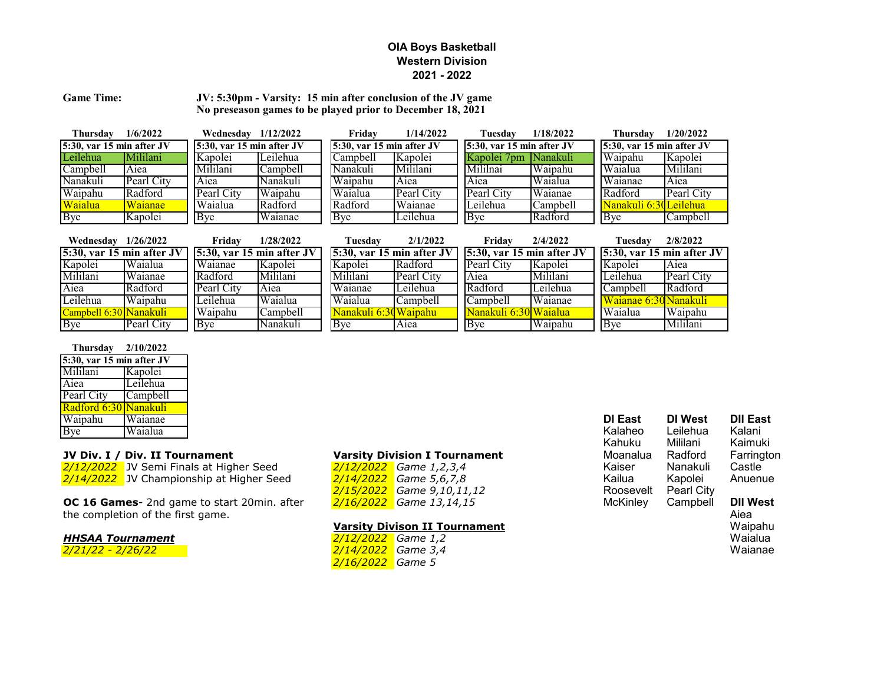# OIA Boys Basketball
## Western Division
## 2021 - 2022

**Game Time:** **JV: 5:30pm - Varsity: 15 min after conclusion of the JV game**
**No preseason games to be played prior to December 18, 2021**

**Thursday 1/6/2022**

| 5:30, var 15 min after JV | |
|---|---|
| Leilehua | Mililani |
| Campbell | Aiea |
| Nanakuli | Pearl City |
| Waipahu | Radford |
| Waialua | Waianae |
| Bye | Kapolei |

**Wednesday 1/12/2022**

| 5:30, var 15 min after JV | |
|---|---|
| Kapolei | Leilehua |
| Mililani | Campbell |
| Aiea | Nanakuli |
| Pearl City | Waipahu |
| Waialua | Radford |
| Bye | Waianae |

**Friday 1/14/2022**

| 5:30, var 15 min after JV | |
|---|---|
| Campbell | Kapolei |
| Nanakuli | Mililani |
| Waipahu | Aiea |
| Waialua | Pearl City |
| Radford | Waianae |
| Bye | Leilehua |

**Tuesday 1/18/2022**

| 5:30, var 15 min after JV | |
|---|---|
| Kapolei 7pm | Nanakuli |
| Mililnai | Waipahu |
| Aiea | Waialua |
| Pearl City | Waianae |
| Leilehua | Campbell |
| Bye | Radford |

**Thursday 1/20/2022**

| 5:30, var 15 min after JV | |
|---|---|
| Waipahu | Kapolei |
| Waialua | Mililani |
| Waianae | Aiea |
| Radford | Pearl City |
| Nanakuli 6:30 | Leilehua |
| Bye | Campbell |

**Wednesday 1/26/2022**

| 5:30, var 15 min after JV | |
|---|---|
| Kapolei | Waialua |
| Mililani | Waianae |
| Aiea | Radford |
| Leilehua | Waipahu |
| Campbell 6:30 | Nanakuli |
| Bye | Pearl City |

**Friday 1/28/2022**

| 5:30, var 15 min after JV | |
|---|---|
| Waianae | Kapolei |
| Radford | Mililani |
| Pearl City | Aiea |
| Leilehua | Waialua |
| Waipahu | Campbell |
| Bye | Nanakuli |

**Tuesday 2/1/2022**

| 5:30, var 15 min after JV | |
|---|---|
| Kapolei | Radford |
| Mililani | Pearl City |
| Waianae | Leilehua |
| Waialua | Campbell |
| Nanakuli 6:30 | Waipahu |
| Bye | Aiea |

**Friday 2/4/2022**

| 5:30, var 15 min after JV | |
|---|---|
| Pearl City | Kapolei |
| Aiea | Mililani |
| Radford | Leilehua |
| Campbell | Waianae |
| Nanakuli 6:30 | Waialua |
| Bye | Waipahu |

**Tuesday 2/8/2022**

| 5:30, var 15 min after JV | |
|---|---|
| Kapolei | Aiea |
| Leilehua | Pearl City |
| Campbell | Radford |
| Waianae 6:30 | Nanakuli |
| Waialua | Waipahu |
| Bye | Mililani |

**Thursday 2/10/2022**

| 5:30, var 15 min after JV | |
|---|---|
| Mililani | Kapolei |
| Aiea | Leilehua |
| Pearl City | Campbell |
| Radford 6:30 | Nanakuli |
| Waipahu | Waianae |
| Bye | Waialua |

**JV Div. I / Div. II Tournament**

*2/12/2022* JV Semi Finals at Higher Seed
*2/14/2022* JV Championship at Higher Seed

**OC 16 Games**- 2nd game to start 20min. after the completion of the first game.

***HHSAA Tournament***
*2/21/22 - 2/26/22*

**Varsity Division I Tournament**

*2/12/2022* *Game 1,2,3,4*
*2/14/2022* *Game 5,6,7,8*
*2/15/2022* *Game 9,10,11,12*
*2/16/2022* *Game 13,14,15*

**Varsity Divison II Tournament**

*2/12/2022* *Game 1,2*
*2/14/2022* *Game 3,4*
*2/16/2022* *Game 5*

| DI East | DI West | DII East |
|---|---|---|
| Kalaheo | Leilehua | Kalani |
| Kahuku | Mililani | Kaimuki |
| Moanalua | Radford | Farrington |
| Kaiser | Nanakuli | Castle |
| Kailua | Kapolei | Anuenue |
| Roosevelt | Pearl City | |
| McKinley | Campbell | **DII West** |
| | | Aiea |
| | | Waipahu |
| | | Waialua |
| | | Waianae |